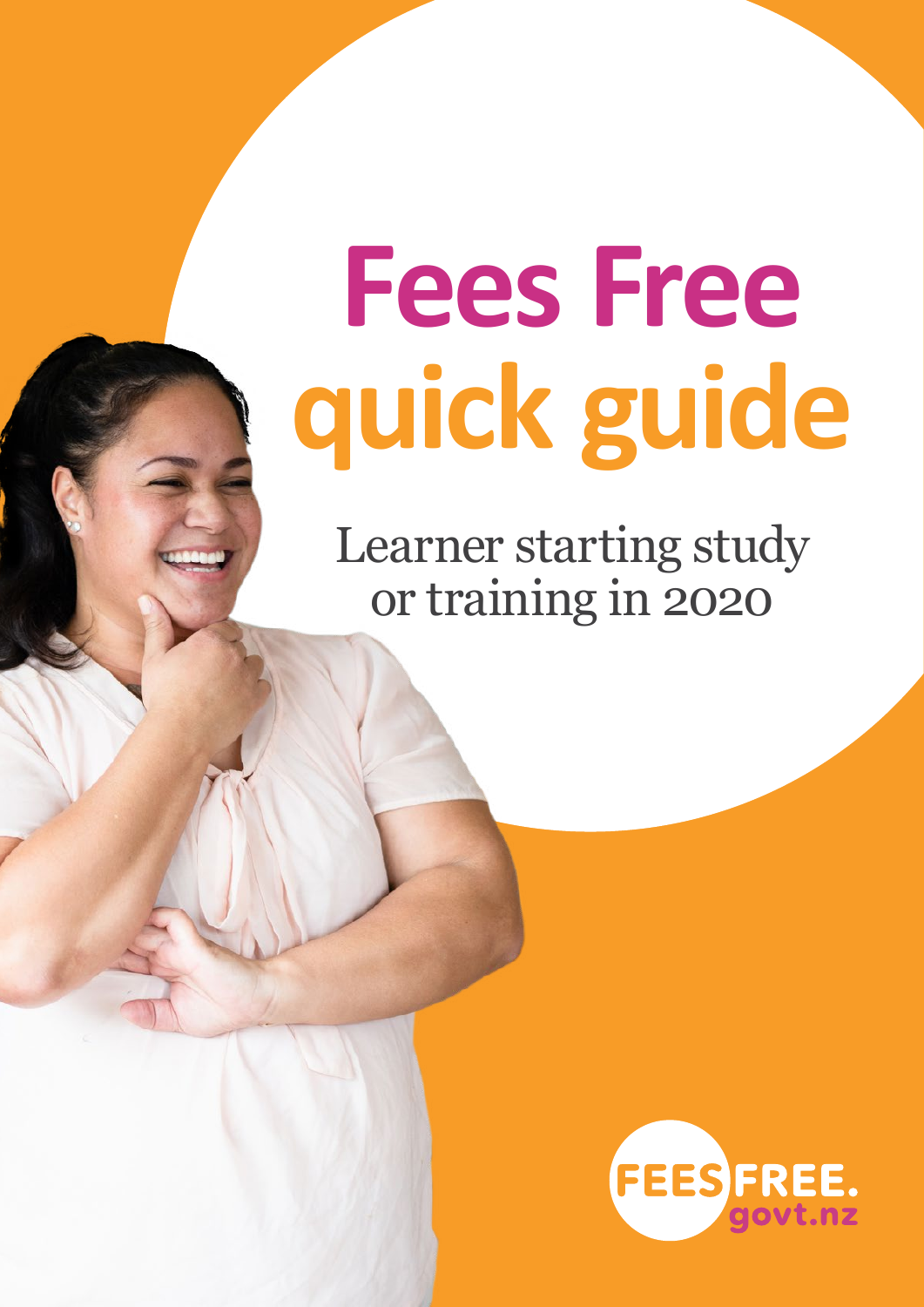# Fees Free quick guide

Learner starting study or training in 2020

FEES FREE. govt.nz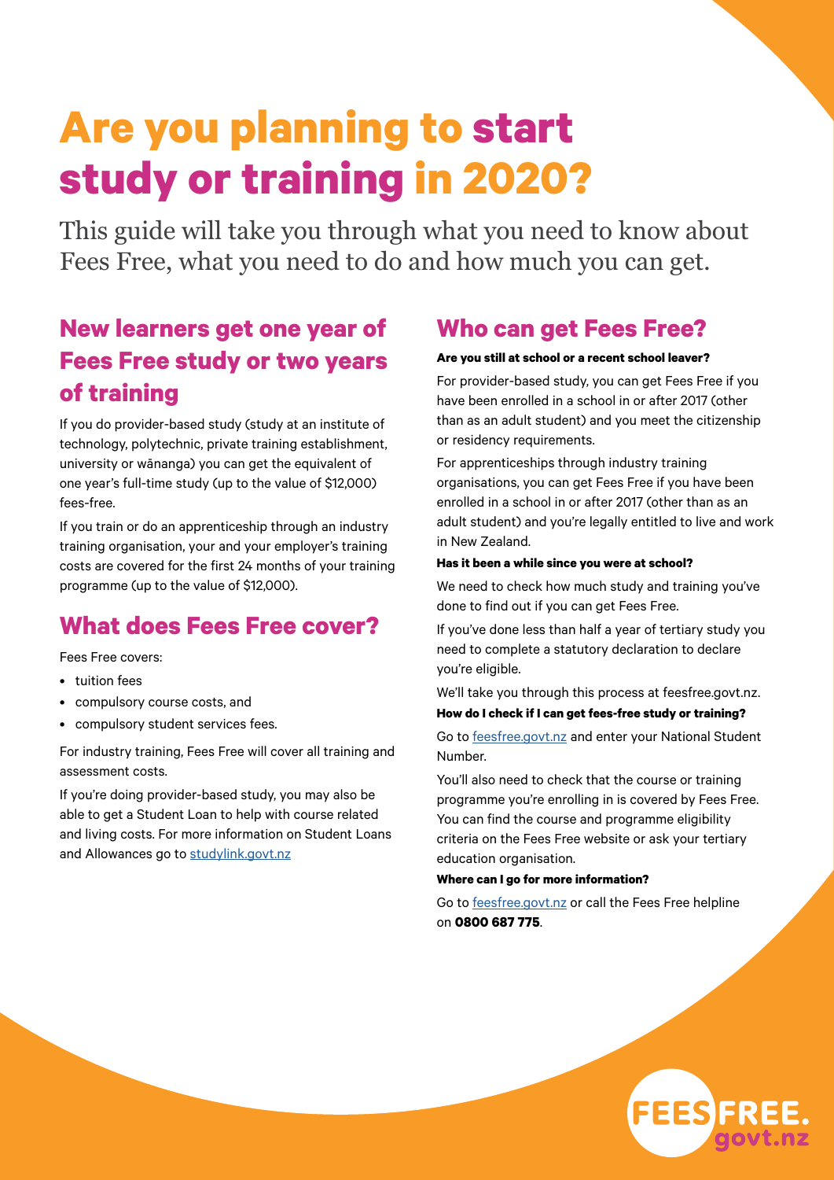# Are you planning to start study or training in 2020?

This guide will take you through what you need to know about Fees Free, what you need to do and how much you can get.

## New learners get one year of Fees Free study or two years of training

If you do provider-based study (study at an institute of technology, polytechnic, private training establishment, university or wānanga) you can get the equivalent of one year's full-time study (up to the value of $12,000) fees-free.

If you train or do an apprenticeship through an industry training organisation, your and your employer's training costs are covered for the first 24 months of your training programme (up to the value of $12,000).

## What does Fees Free cover?

Fees Free covers:

- tuition fees
- compulsory course costs, and
- compulsory student services fees.

For industry training, Fees Free will cover all training and assessment costs.

If you're doing provider-based study, you may also be able to get a Student Loan to help with course related and living costs. For more information on Student Loans and Allowances go to studylink.govt.nz

## Who can get Fees Free?

**Are you still at school or a recent school leaver?**

For provider-based study, you can get Fees Free if you have been enrolled in a school in or after 2017 (other than as an adult student) and you meet the citizenship or residency requirements.

For apprenticeships through industry training organisations, you can get Fees Free if you have been enrolled in a school in or after 2017 (other than as an adult student) and you're legally entitled to live and work in New Zealand.

**Has it been a while since you were at school?**

We need to check how much study and training you've done to find out if you can get Fees Free.

If you've done less than half a year of tertiary study you need to complete a statutory declaration to declare you're eligible.

We'll take you through this process at feesfree.govt.nz.

**How do I check if I can get fees-free study or training?**

Go to feesfree.govt.nz and enter your National Student Number.

You'll also need to check that the course or training programme you're enrolling in is covered by Fees Free. You can find the course and programme eligibility criteria on the Fees Free website or ask your tertiary education organisation.

**Where can I go for more information?**

Go to feesfree.govt.nz or call the Fees Free helpline on **0800 687 775**.

FEES FREE. govt.nz